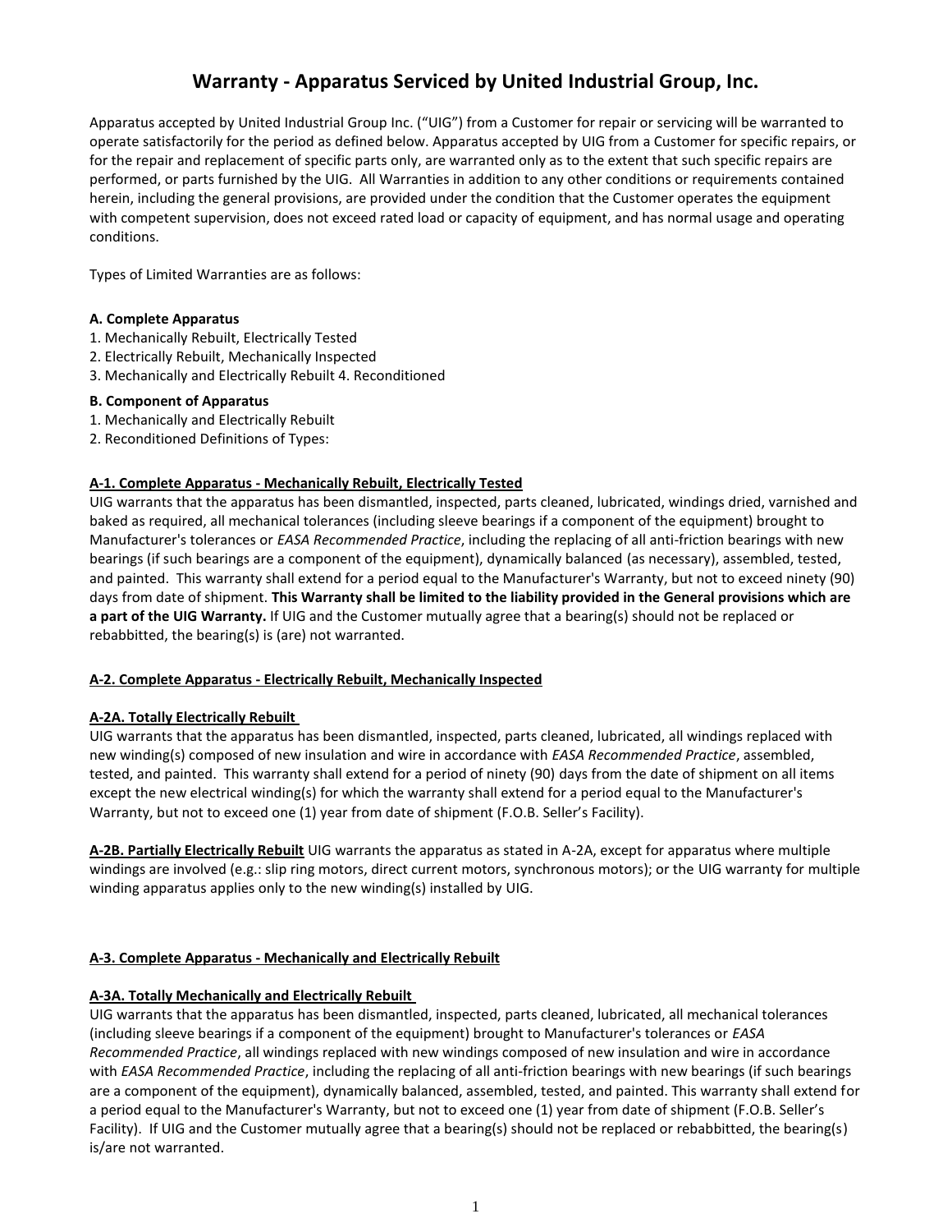# Warranty - Apparatus Serviced by United Industrial Group, Inc.

Apparatus accepted by United Industrial Group Inc. ("UIG") from a Customer for repair or servicing will be warranted to operate satisfactorily for the period as defined below. Apparatus accepted by UIG from a Customer for specific repairs, or for the repair and replacement of specific parts only, are warranted only as to the extent that such specific repairs are performed, or parts furnished by the UIG. All Warranties in addition to any other conditions or requirements contained herein, including the general provisions, are provided under the condition that the Customer operates the equipment with competent supervision, does not exceed rated load or capacity of equipment, and has normal usage and operating conditions.

Types of Limited Warranties are as follows:

**A. Complete Apparatus**

1. Mechanically Rebuilt, Electrically Tested
2. Electrically Rebuilt, Mechanically Inspected
3. Mechanically and Electrically Rebuilt 4. Reconditioned

**B. Component of Apparatus**

1. Mechanically and Electrically Rebuilt
2. Reconditioned Definitions of Types:

**A-1. Complete Apparatus - Mechanically Rebuilt, Electrically Tested**

UIG warrants that the apparatus has been dismantled, inspected, parts cleaned, lubricated, windings dried, varnished and baked as required, all mechanical tolerances (including sleeve bearings if a component of the equipment) brought to Manufacturer's tolerances or *EASA Recommended Practice*, including the replacing of all anti-friction bearings with new bearings (if such bearings are a component of the equipment), dynamically balanced (as necessary), assembled, tested, and painted. This warranty shall extend for a period equal to the Manufacturer's Warranty, but not to exceed ninety (90) days from date of shipment. **This Warranty shall be limited to the liability provided in the General provisions which are a part of the UIG Warranty.** If UIG and the Customer mutually agree that a bearing(s) should not be replaced or rebabbitted, the bearing(s) is (are) not warranted.

**A-2. Complete Apparatus - Electrically Rebuilt, Mechanically Inspected**

**A-2A. Totally Electrically Rebuilt**

UIG warrants that the apparatus has been dismantled, inspected, parts cleaned, lubricated, all windings replaced with new winding(s) composed of new insulation and wire in accordance with *EASA Recommended Practice*, assembled, tested, and painted. This warranty shall extend for a period of ninety (90) days from the date of shipment on all items except the new electrical winding(s) for which the warranty shall extend for a period equal to the Manufacturer's Warranty, but not to exceed one (1) year from date of shipment (F.O.B. Seller's Facility).

**A-2B. Partially Electrically Rebuilt** UIG warrants the apparatus as stated in A-2A, except for apparatus where multiple windings are involved (e.g.: slip ring motors, direct current motors, synchronous motors); or the UIG warranty for multiple winding apparatus applies only to the new winding(s) installed by UIG.

**A-3. Complete Apparatus - Mechanically and Electrically Rebuilt**

**A-3A. Totally Mechanically and Electrically Rebuilt**

UIG warrants that the apparatus has been dismantled, inspected, parts cleaned, lubricated, all mechanical tolerances (including sleeve bearings if a component of the equipment) brought to Manufacturer's tolerances or *EASA Recommended Practice*, all windings replaced with new windings composed of new insulation and wire in accordance with *EASA Recommended Practice*, including the replacing of all anti-friction bearings with new bearings (if such bearings are a component of the equipment), dynamically balanced, assembled, tested, and painted. This warranty shall extend for a period equal to the Manufacturer's Warranty, but not to exceed one (1) year from date of shipment (F.O.B. Seller's Facility). If UIG and the Customer mutually agree that a bearing(s) should not be replaced or rebabbitted, the bearing(s) is/are not warranted.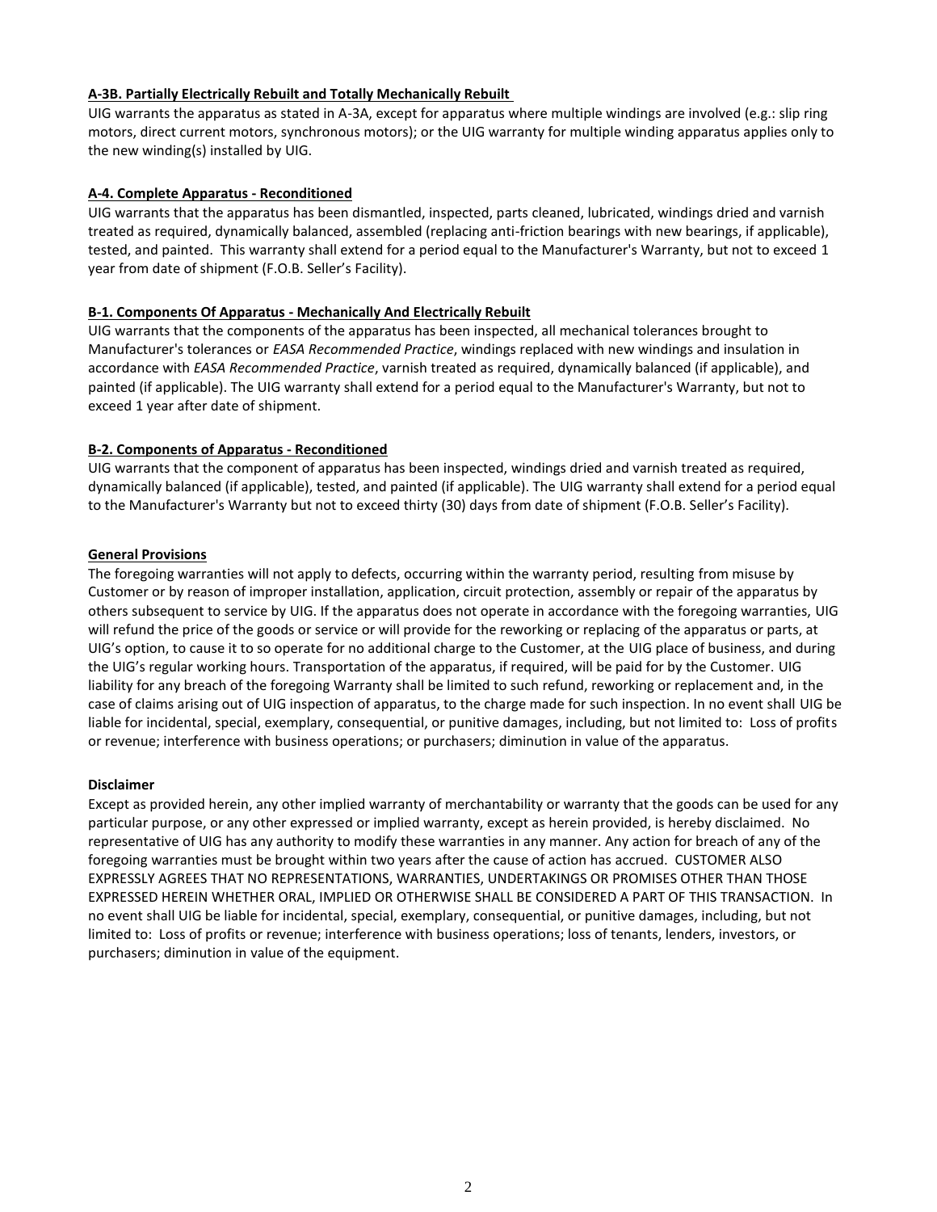**A-3B. Partially Electrically Rebuilt and Totally Mechanically Rebuilt**

UIG warrants the apparatus as stated in A-3A, except for apparatus where multiple windings are involved (e.g.: slip ring motors, direct current motors, synchronous motors); or the UIG warranty for multiple winding apparatus applies only to the new winding(s) installed by UIG.

**A-4. Complete Apparatus - Reconditioned**

UIG warrants that the apparatus has been dismantled, inspected, parts cleaned, lubricated, windings dried and varnish treated as required, dynamically balanced, assembled (replacing anti-friction bearings with new bearings, if applicable), tested, and painted. This warranty shall extend for a period equal to the Manufacturer's Warranty, but not to exceed 1 year from date of shipment (F.O.B. Seller's Facility).

**B-1. Components Of Apparatus - Mechanically And Electrically Rebuilt**

UIG warrants that the components of the apparatus has been inspected, all mechanical tolerances brought to Manufacturer's tolerances or *EASA Recommended Practice*, windings replaced with new windings and insulation in accordance with *EASA Recommended Practice*, varnish treated as required, dynamically balanced (if applicable), and painted (if applicable). The UIG warranty shall extend for a period equal to the Manufacturer's Warranty, but not to exceed 1 year after date of shipment.

**B-2. Components of Apparatus - Reconditioned**

UIG warrants that the component of apparatus has been inspected, windings dried and varnish treated as required, dynamically balanced (if applicable), tested, and painted (if applicable). The UIG warranty shall extend for a period equal to the Manufacturer's Warranty but not to exceed thirty (30) days from date of shipment (F.O.B. Seller's Facility).

**General Provisions**

The foregoing warranties will not apply to defects, occurring within the warranty period, resulting from misuse by Customer or by reason of improper installation, application, circuit protection, assembly or repair of the apparatus by others subsequent to service by UIG. If the apparatus does not operate in accordance with the foregoing warranties, UIG will refund the price of the goods or service or will provide for the reworking or replacing of the apparatus or parts, at UIG's option, to cause it to so operate for no additional charge to the Customer, at the UIG place of business, and during the UIG's regular working hours. Transportation of the apparatus, if required, will be paid for by the Customer. UIG liability for any breach of the foregoing Warranty shall be limited to such refund, reworking or replacement and, in the case of claims arising out of UIG inspection of apparatus, to the charge made for such inspection. In no event shall UIG be liable for incidental, special, exemplary, consequential, or punitive damages, including, but not limited to: Loss of profits or revenue; interference with business operations; or purchasers; diminution in value of the apparatus.

**Disclaimer**

Except as provided herein, any other implied warranty of merchantability or warranty that the goods can be used for any particular purpose, or any other expressed or implied warranty, except as herein provided, is hereby disclaimed. No representative of UIG has any authority to modify these warranties in any manner. Any action for breach of any of the foregoing warranties must be brought within two years after the cause of action has accrued. CUSTOMER ALSO EXPRESSLY AGREES THAT NO REPRESENTATIONS, WARRANTIES, UNDERTAKINGS OR PROMISES OTHER THAN THOSE EXPRESSED HEREIN WHETHER ORAL, IMPLIED OR OTHERWISE SHALL BE CONSIDERED A PART OF THIS TRANSACTION. In no event shall UIG be liable for incidental, special, exemplary, consequential, or punitive damages, including, but not limited to: Loss of profits or revenue; interference with business operations; loss of tenants, lenders, investors, or purchasers; diminution in value of the equipment.